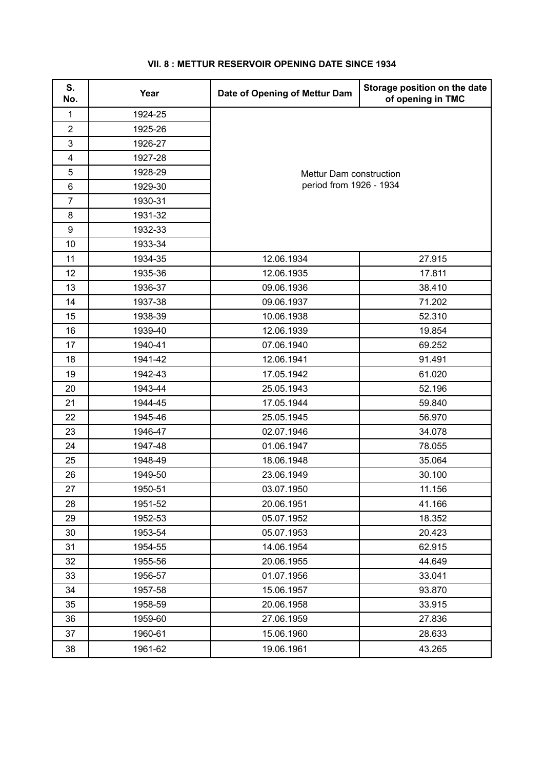**VII. 8 : METTUR RESERVOIR OPENING DATE SINCE 1934**

| S. No. | Year | Date of Opening of Mettur Dam | Storage position on the date of opening in TMC |
|---|---|---|---|
| 1 | 1924-25 | Mettur Dam construction period from 1926 - 1934 | |
| 2 | 1925-26 | | |
| 3 | 1926-27 | | |
| 4 | 1927-28 | | |
| 5 | 1928-29 | | |
| 6 | 1929-30 | | |
| 7 | 1930-31 | | |
| 8 | 1931-32 | | |
| 9 | 1932-33 | | |
| 10 | 1933-34 | | |
| 11 | 1934-35 | 12.06.1934 | 27.915 |
| 12 | 1935-36 | 12.06.1935 | 17.811 |
| 13 | 1936-37 | 09.06.1936 | 38.410 |
| 14 | 1937-38 | 09.06.1937 | 71.202 |
| 15 | 1938-39 | 10.06.1938 | 52.310 |
| 16 | 1939-40 | 12.06.1939 | 19.854 |
| 17 | 1940-41 | 07.06.1940 | 69.252 |
| 18 | 1941-42 | 12.06.1941 | 91.491 |
| 19 | 1942-43 | 17.05.1942 | 61.020 |
| 20 | 1943-44 | 25.05.1943 | 52.196 |
| 21 | 1944-45 | 17.05.1944 | 59.840 |
| 22 | 1945-46 | 25.05.1945 | 56.970 |
| 23 | 1946-47 | 02.07.1946 | 34.078 |
| 24 | 1947-48 | 01.06.1947 | 78.055 |
| 25 | 1948-49 | 18.06.1948 | 35.064 |
| 26 | 1949-50 | 23.06.1949 | 30.100 |
| 27 | 1950-51 | 03.07.1950 | 11.156 |
| 28 | 1951-52 | 20.06.1951 | 41.166 |
| 29 | 1952-53 | 05.07.1952 | 18.352 |
| 30 | 1953-54 | 05.07.1953 | 20.423 |
| 31 | 1954-55 | 14.06.1954 | 62.915 |
| 32 | 1955-56 | 20.06.1955 | 44.649 |
| 33 | 1956-57 | 01.07.1956 | 33.041 |
| 34 | 1957-58 | 15.06.1957 | 93.870 |
| 35 | 1958-59 | 20.06.1958 | 33.915 |
| 36 | 1959-60 | 27.06.1959 | 27.836 |
| 37 | 1960-61 | 15.06.1960 | 28.633 |
| 38 | 1961-62 | 19.06.1961 | 43.265 |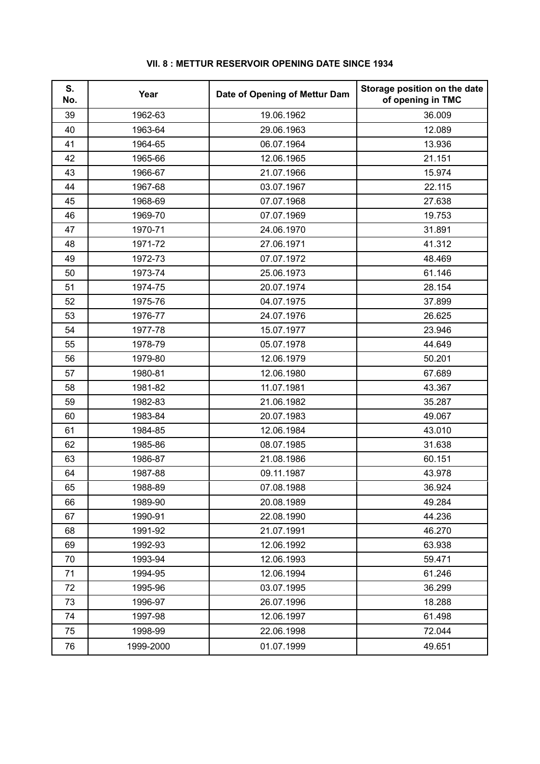### VII. 8 : METTUR RESERVOIR OPENING DATE SINCE 1934

| S. No. | Year | Date of Opening of Mettur Dam | Storage position on the date of opening in TMC |
|---|---|---|---|
| 39 | 1962-63 | 19.06.1962 | 36.009 |
| 40 | 1963-64 | 29.06.1963 | 12.089 |
| 41 | 1964-65 | 06.07.1964 | 13.936 |
| 42 | 1965-66 | 12.06.1965 | 21.151 |
| 43 | 1966-67 | 21.07.1966 | 15.974 |
| 44 | 1967-68 | 03.07.1967 | 22.115 |
| 45 | 1968-69 | 07.07.1968 | 27.638 |
| 46 | 1969-70 | 07.07.1969 | 19.753 |
| 47 | 1970-71 | 24.06.1970 | 31.891 |
| 48 | 1971-72 | 27.06.1971 | 41.312 |
| 49 | 1972-73 | 07.07.1972 | 48.469 |
| 50 | 1973-74 | 25.06.1973 | 61.146 |
| 51 | 1974-75 | 20.07.1974 | 28.154 |
| 52 | 1975-76 | 04.07.1975 | 37.899 |
| 53 | 1976-77 | 24.07.1976 | 26.625 |
| 54 | 1977-78 | 15.07.1977 | 23.946 |
| 55 | 1978-79 | 05.07.1978 | 44.649 |
| 56 | 1979-80 | 12.06.1979 | 50.201 |
| 57 | 1980-81 | 12.06.1980 | 67.689 |
| 58 | 1981-82 | 11.07.1981 | 43.367 |
| 59 | 1982-83 | 21.06.1982 | 35.287 |
| 60 | 1983-84 | 20.07.1983 | 49.067 |
| 61 | 1984-85 | 12.06.1984 | 43.010 |
| 62 | 1985-86 | 08.07.1985 | 31.638 |
| 63 | 1986-87 | 21.08.1986 | 60.151 |
| 64 | 1987-88 | 09.11.1987 | 43.978 |
| 65 | 1988-89 | 07.08.1988 | 36.924 |
| 66 | 1989-90 | 20.08.1989 | 49.284 |
| 67 | 1990-91 | 22.08.1990 | 44.236 |
| 68 | 1991-92 | 21.07.1991 | 46.270 |
| 69 | 1992-93 | 12.06.1992 | 63.938 |
| 70 | 1993-94 | 12.06.1993 | 59.471 |
| 71 | 1994-95 | 12.06.1994 | 61.246 |
| 72 | 1995-96 | 03.07.1995 | 36.299 |
| 73 | 1996-97 | 26.07.1996 | 18.288 |
| 74 | 1997-98 | 12.06.1997 | 61.498 |
| 75 | 1998-99 | 22.06.1998 | 72.044 |
| 76 | 1999-2000 | 01.07.1999 | 49.651 |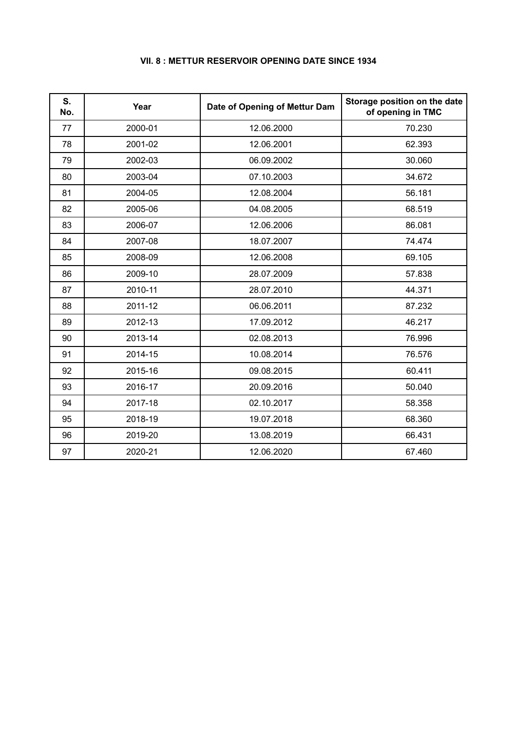**VII. 8 : METTUR RESERVOIR OPENING DATE SINCE 1934**

| S. No. | Year | Date of Opening of Mettur Dam | Storage position on the date of opening in TMC |
|---|---|---|---|
| 77 | 2000-01 | 12.06.2000 | 70.230 |
| 78 | 2001-02 | 12.06.2001 | 62.393 |
| 79 | 2002-03 | 06.09.2002 | 30.060 |
| 80 | 2003-04 | 07.10.2003 | 34.672 |
| 81 | 2004-05 | 12.08.2004 | 56.181 |
| 82 | 2005-06 | 04.08.2005 | 68.519 |
| 83 | 2006-07 | 12.06.2006 | 86.081 |
| 84 | 2007-08 | 18.07.2007 | 74.474 |
| 85 | 2008-09 | 12.06.2008 | 69.105 |
| 86 | 2009-10 | 28.07.2009 | 57.838 |
| 87 | 2010-11 | 28.07.2010 | 44.371 |
| 88 | 2011-12 | 06.06.2011 | 87.232 |
| 89 | 2012-13 | 17.09.2012 | 46.217 |
| 90 | 2013-14 | 02.08.2013 | 76.996 |
| 91 | 2014-15 | 10.08.2014 | 76.576 |
| 92 | 2015-16 | 09.08.2015 | 60.411 |
| 93 | 2016-17 | 20.09.2016 | 50.040 |
| 94 | 2017-18 | 02.10.2017 | 58.358 |
| 95 | 2018-19 | 19.07.2018 | 68.360 |
| 96 | 2019-20 | 13.08.2019 | 66.431 |
| 97 | 2020-21 | 12.06.2020 | 67.460 |